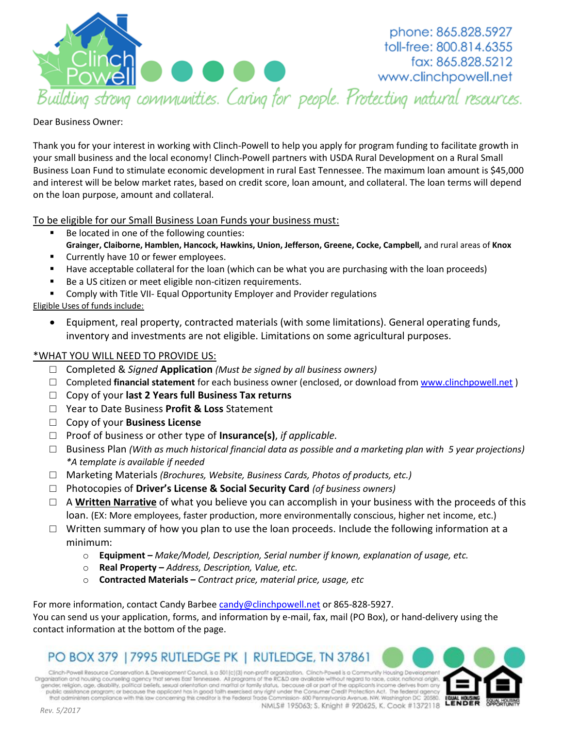Clinch Powell

phone: 865.828.5927
toll-free: 800.814.6355
fax: 865.828.5212
www.clinchpowell.net

*Building strong communities. Caring for people. Protecting natural resources.*

Dear Business Owner:

Thank you for your interest in working with Clinch-Powell to help you apply for program funding to facilitate growth in your small business and the local economy! Clinch-Powell partners with USDA Rural Development on a Rural Small Business Loan Fund to stimulate economic development in rural East Tennessee. The maximum loan amount is $45,000 and interest will be below market rates, based on credit score, loan amount, and collateral. The loan terms will depend on the loan purpose, amount and collateral.

## To be eligible for our Small Business Loan Funds your business must:

- Be located in one of the following counties:
  **Grainger, Claiborne, Hamblen, Hancock, Hawkins, Union, Jefferson, Greene, Cocke, Campbell,** and rural areas of **Knox**
- Currently have 10 or fewer employees.
- Have acceptable collateral for the loan (which can be what you are purchasing with the loan proceeds)
- Be a US citizen or meet eligible non-citizen requirements.
- Comply with Title VII- Equal Opportunity Employer and Provider regulations

Eligible Uses of funds include:

- Equipment, real property, contracted materials (with some limitations). General operating funds, inventory and investments are not eligible. Limitations on some agricultural purposes.

## *WHAT YOU WILL NEED TO PROVIDE US:

- ☐ Completed & *Signed* **Application** *(Must be signed by all business owners)*
- ☐ Completed **financial statement** for each business owner (enclosed, or download from www.clinchpowell.net )
- ☐ Copy of your **last 2 Years full Business Tax returns**
- ☐ Year to Date Business **Profit & Loss** Statement
- ☐ Copy of your **Business License**
- ☐ Proof of business or other type of **Insurance(s)**, *if applicable.*
- ☐ Business Plan *(With as much historical financial data as possible and a marketing plan with 5 year projections)* *\*A template is available if needed*
- ☐ Marketing Materials *(Brochures, Website, Business Cards, Photos of products, etc.)*
- ☐ Photocopies of **Driver's License & Social Security Card** *(of business owners)*
- ☐ A **Written Narrative** of what you believe you can accomplish in your business with the proceeds of this loan. (EX: More employees, faster production, more environmentally conscious, higher net income, etc.)
- ☐ Written summary of how you plan to use the loan proceeds. Include the following information at a minimum:
  - **Equipment –** *Make/Model, Description, Serial number if known, explanation of usage, etc.*
  - **Real Property –** *Address, Description, Value, etc.*
  - **Contracted Materials –** *Contract price, material price, usage, etc*

For more information, contact Candy Barbee candy@clinchpowell.net or 865-828-5927.
You can send us your application, forms, and information by e-mail, fax, mail (PO Box), or hand-delivery using the contact information at the bottom of the page.

PO BOX 379 | 7995 RUTLEDGE PK | RUTLEDGE, TN 37861

Clinch-Powell Resource Conservation & Development Council, is a 501(c)(3) non-profit organization. Clinch-Powell is a Community Housing Development Organization and housing counseling agency that serves East Tennessee. All programs of the RC&D are available without regard to race, color, national origin, gender, religion, age, disability, political beliefs, sexual orientation and marital or family status, because all or part of the applicants income derives from any public assistance program; or because the applicant has in good faith exercised any right under the Consumer Credit Protection Act. The federal agency that administers compliance with this law concerning this creditor is the Federal Trade Commission- 600 Pennsylvania Avenue, NW, Washington DC 20580.

NMLS# 195063; S. Knight # 920625, K. Cook #1372118

EQUAL HOUSING LENDER | EQUAL HOUSING OPPORTUNITY

*Rev. 5/2017*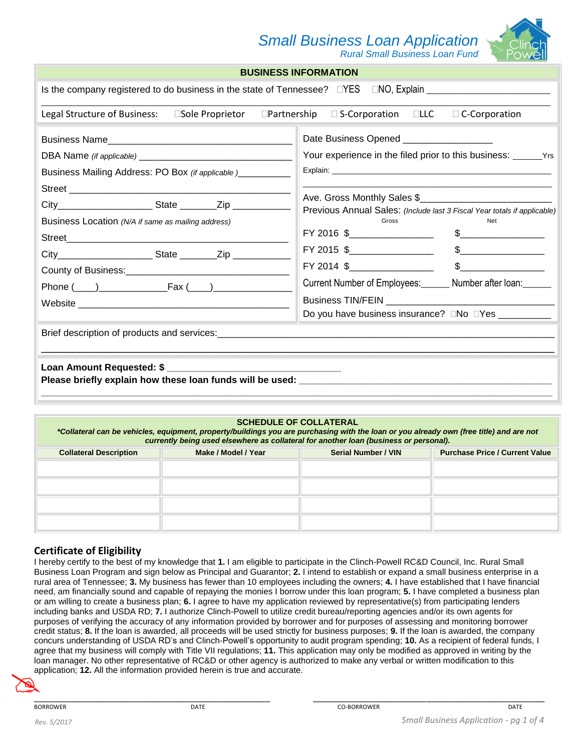# Small Business Loan Application

*Rural Small Business Loan Fund*

## BUSINESS INFORMATION

Is the company registered to do business in the state of Tennessee? ☐YES ☐NO, Explain ________________________

Legal Structure of Business: ☐Sole Proprietor ☐Partnership ☐ S-Corporation ☐LLC ☐ C-Corporation

Business Name___________________________________

DBA Name *(if applicable)* ___________________________

Business Mailing Address: PO Box *(if applicable )*__________

Street ___________________________________________

City_________________ State _______Zip ___________

Business Location *(N/A if same as mailing address)*

Street___________________________________________

City_________________ State _______Zip ___________

County of Business:______________________________

Phone (____)_____________Fax (____)______________

Website _________________________________________

Date Business Opened ________________

Your experience in the filed prior to this business: ______Yrs

Explain: ______________________________________________

Ave. Gross Monthly Sales $________________________

Previous Annual Sales: *(Include last 3 Fiscal Year totals if applicable)*

| | Gross | Net |
|---|---|---|
| FY 2016 | $________________ | $________________ |
| FY 2015 | $________________ | $________________ |
| FY 2014 | $________________ | $________________ |

Current Number of Employees:______ Number after loan:______

Business TIN/FEIN ______________________________

Do you have business insurance? ☐No ☐Yes __________

Brief description of products and services:______________________________________________________________

**Loan Amount Requested: $** _______________________________

**Please briefly explain how these loan funds will be used:** ______________________________________________

## SCHEDULE OF COLLATERAL

***Collateral can be vehicles, equipment, property/buildings you are purchasing with the loan or you already own (free title) and are not currently being used elsewhere as collateral for another loan (business or personal).***

| Collateral Description | Make / Model / Year | Serial Number / VIN | Purchase Price / Current Value |
|---|---|---|---|
| | | | |
| | | | |
| | | | |
| | | | |

## Certificate of Eligibility

I hereby certify to the best of my knowledge that **1.** I am eligible to participate in the Clinch-Powell RC&D Council, Inc. Rural Small Business Loan Program and sign below as Principal and Guarantor; **2.** I intend to establish or expand a small business enterprise in a rural area of Tennessee; **3.** My business has fewer than 10 employees including the owners; **4.** I have established that I have financial need, am financially sound and capable of repaying the monies I borrow under this loan program; **5.** I have completed a business plan or am willing to create a business plan; **6.** I agree to have my application reviewed by representative(s) from participating lenders including banks and USDA RD; **7.** I authorize Clinch-Powell to utilize credit bureau/reporting agencies and/or its own agents for purposes of verifying the accuracy of any information provided by borrower and for purposes of assessing and monitoring borrower credit status; **8.** If the loan is awarded, all proceeds will be used strictly for business purposes; **9.** If the loan is awarded, the company concurs understanding of USDA RD's and Clinch-Powell's opportunity to audit program spending; **10.** As a recipient of federal funds, I agree that my business will comply with Title VII regulations; **11.** This application may only be modified as approved in writing by the loan manager. No other representative of RC&D or other agency is authorized to make any verbal or written modification to this application; **12.** All the information provided herein is true and accurate.

_______________________________________ BORROWER DATE

_______________________________________ CO-BORROWER DATE

Rev. 5/2017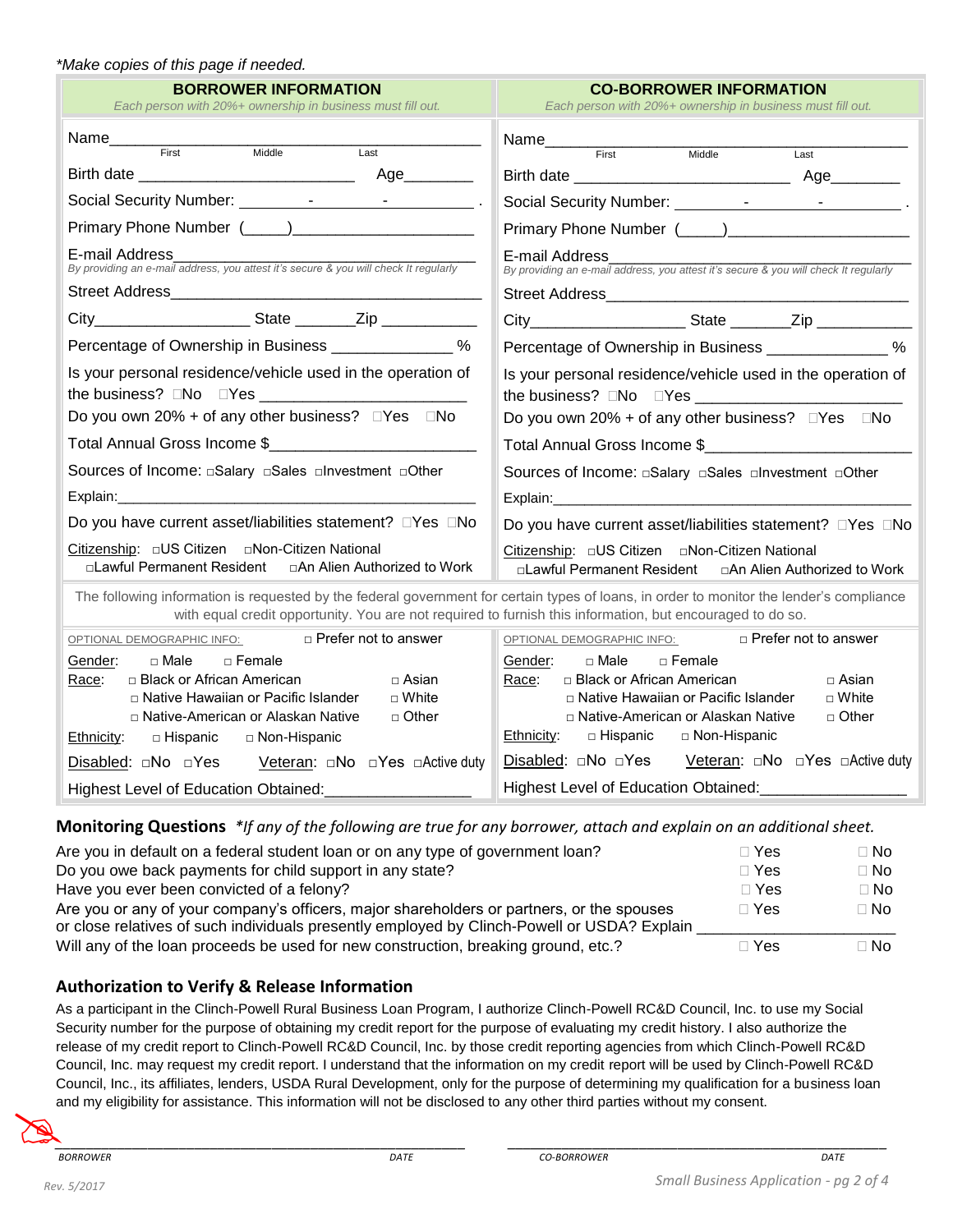*Make copies of this page if needed.*

## BORROWER INFORMATION

*Each person with 20%+ ownership in business must fill out.*

Name_______________________________________________
First Middle Last

Birth date __________________________ Age________

Social Security Number: _________ - _________ - ___________ .

Primary Phone Number (_____)______________________

E-mail Address_________________________________________
*By providing an e-mail address, you attest it's secure & you will check It regularly*

Street Address_______________________________________

City__________________ State _______Zip ___________

Percentage of Ownership in Business ______________ %

Is your personal residence/vehicle used in the operation of the business? ☐No ☐Yes __________________________

Do you own 20% + of any other business? ☐Yes ☐No

Total Annual Gross Income $________________________

Sources of Income: ☐Salary ☐Sales ☐Investment ☐Other

Explain:_____________________________________________

Do you have current asset/liabilities statement? ☐Yes ☐No

Citizenship: ☐US Citizen ☐Non-Citizen National ☐Lawful Permanent Resident ☐An Alien Authorized to Work

## CO-BORROWER INFORMATION

*Each person with 20%+ ownership in business must fill out.*

Name_______________________________________________
First Middle Last

Birth date __________________________ Age________

Social Security Number: _________ - _________ - ___________ .

Primary Phone Number (_____)______________________

E-mail Address_________________________________________
*By providing an e-mail address, you attest it's secure & you will check It regularly*

Street Address_______________________________________

City__________________ State _______Zip ___________

Percentage of Ownership in Business ______________ %

Is your personal residence/vehicle used in the operation of the business? ☐No ☐Yes __________________________

Do you own 20% + of any other business? ☐Yes ☐No

Total Annual Gross Income $________________________

Sources of Income: ☐Salary ☐Sales ☐Investment ☐Other

Explain:_____________________________________________

Do you have current asset/liabilities statement? ☐Yes ☐No

Citizenship: ☐US Citizen ☐Non-Citizen National ☐Lawful Permanent Resident ☐An Alien Authorized to Work

The following information is requested by the federal government for certain types of loans, in order to monitor the lender's compliance with equal credit opportunity. You are not required to furnish this information, but encouraged to do so.

**Borrower**

OPTIONAL DEMOGRAPHIC INFO: ☐ Prefer not to answer

Gender: ☐ Male ☐ Female

Race: ☐ Black or African American ☐ Asian ☐ Native Hawaiian or Pacific Islander ☐ White ☐ Native-American or Alaskan Native ☐ Other

Ethnicity: ☐ Hispanic ☐ Non-Hispanic

Disabled: ☐No ☐Yes Veteran: ☐No ☐Yes ☐Active duty

Highest Level of Education Obtained:_________________

**Co-Borrower**

OPTIONAL DEMOGRAPHIC INFO: ☐ Prefer not to answer

Gender: ☐ Male ☐ Female

Race: ☐ Black or African American ☐ Asian ☐ Native Hawaiian or Pacific Islander ☐ White ☐ Native-American or Alaskan Native ☐ Other

Ethnicity: ☐ Hispanic ☐ Non-Hispanic

Disabled: ☐No ☐Yes Veteran: ☐No ☐Yes ☐Active duty

Highest Level of Education Obtained:_________________

## Monitoring Questions *\*If any of the following are true for any borrower, attach and explain on an additional sheet.*

| Question | | |
|---|---|---|
| Are you in default on a federal student loan or on any type of government loan? | ☐ Yes | ☐ No |
| Do you owe back payments for child support in any state? | ☐ Yes | ☐ No |
| Have you ever been convicted of a felony? | ☐ Yes | ☐ No |
| Are you or any of your company's officers, major shareholders or partners, or the spouses or close relatives of such individuals presently employed by Clinch-Powell or USDA? Explain ______________________ | ☐ Yes | ☐ No |
| Will any of the loan proceeds be used for new construction, breaking ground, etc.? | ☐ Yes | ☐ No |

## Authorization to Verify & Release Information

As a participant in the Clinch-Powell Rural Business Loan Program, I authorize Clinch-Powell RC&D Council, Inc. to use my Social Security number for the purpose of obtaining my credit report for the purpose of evaluating my credit history. I also authorize the release of my credit report to Clinch-Powell RC&D Council, Inc. by those credit reporting agencies from which Clinch-Powell RC&D Council, Inc. may request my credit report. I understand that the information on my credit report will be used by Clinch-Powell RC&D Council, Inc., its affiliates, lenders, USDA Rural Development, only for the purpose of determining my qualification for a business loan and my eligibility for assistance. This information will not be disclosed to any other third parties without my consent.

_______________________________________________ BORROWER DATE

_______________________________________________ CO-BORROWER DATE

Rev. 5/2017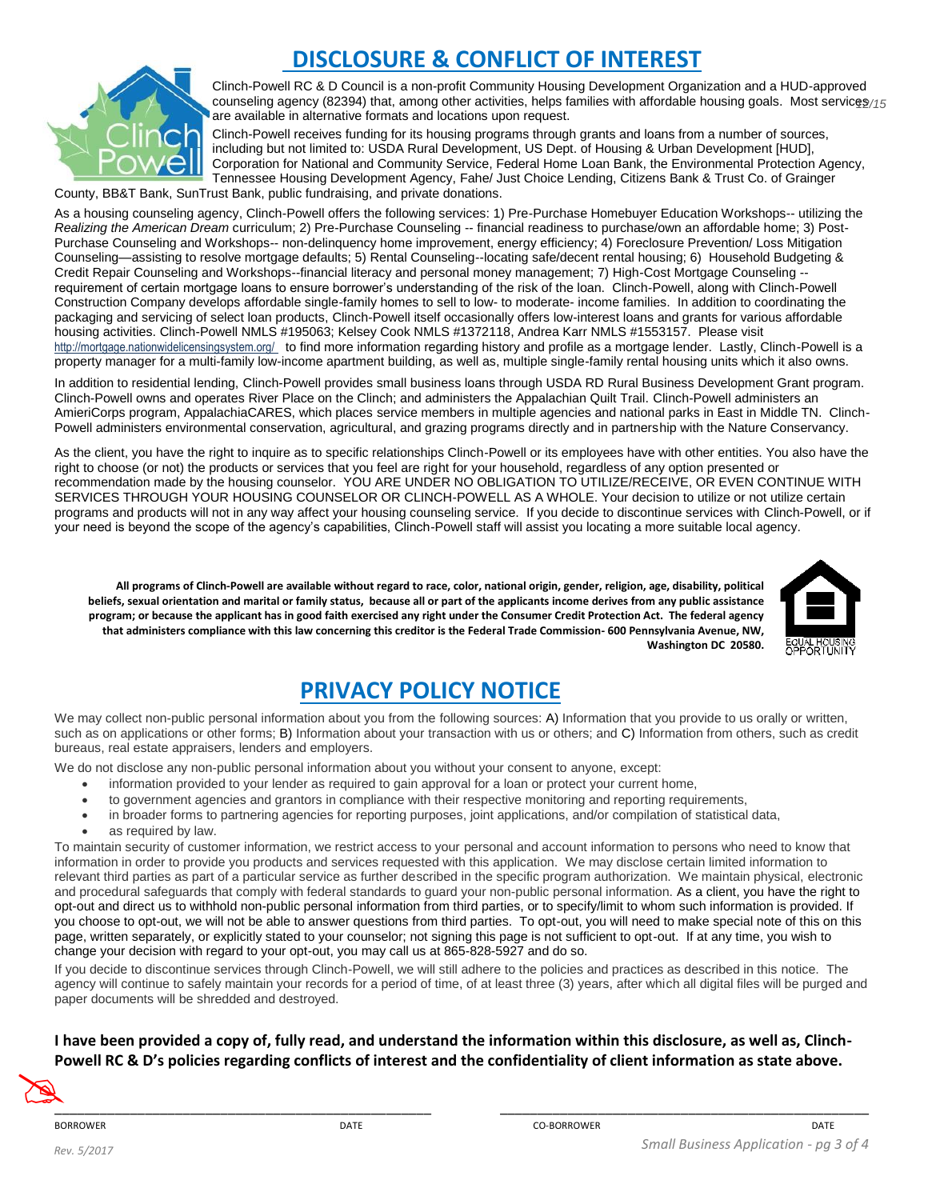# DISCLOSURE & CONFLICT OF INTEREST

Clinch-Powell RC & D Council is a non-profit Community Housing Development Organization and a HUD-approved counseling agency (82394) that, among other activities, helps families with affordable housing goals. Most services are available in alternative formats and locations upon request.

Clinch-Powell receives funding for its housing programs through grants and loans from a number of sources, including but not limited to: USDA Rural Development, US Dept. of Housing & Urban Development [HUD], Corporation for National and Community Service, Federal Home Loan Bank, the Environmental Protection Agency, Tennessee Housing Development Agency, Fahe/ Just Choice Lending, Citizens Bank & Trust Co. of Grainger County, BB&T Bank, SunTrust Bank, public fundraising, and private donations.

As a housing counseling agency, Clinch-Powell offers the following services: 1) Pre-Purchase Homebuyer Education Workshops-- utilizing the *Realizing the American Dream* curriculum; 2) Pre-Purchase Counseling -- financial readiness to purchase/own an affordable home; 3) Post-Purchase Counseling and Workshops-- non-delinquency home improvement, energy efficiency; 4) Foreclosure Prevention/ Loss Mitigation Counseling—assisting to resolve mortgage defaults; 5) Rental Counseling--locating safe/decent rental housing; 6) Household Budgeting & Credit Repair Counseling and Workshops--financial literacy and personal money management; 7) High-Cost Mortgage Counseling -- requirement of certain mortgage loans to ensure borrower's understanding of the risk of the loan. Clinch-Powell, along with Clinch-Powell Construction Company develops affordable single-family homes to sell to low- to moderate- income families. In addition to coordinating the packaging and servicing of select loan products, Clinch-Powell itself occasionally offers low-interest loans and grants for various affordable housing activities. Clinch-Powell NMLS #195063; Kelsey Cook NMLS #1372118, Andrea Karr NMLS #1553157. Please visit http://mortgage.nationwidelicensingsystem.org/ to find more information regarding history and profile as a mortgage lender. Lastly, Clinch-Powell is a property manager for a multi-family low-income apartment building, as well as, multiple single-family rental housing units which it also owns.

In addition to residential lending, Clinch-Powell provides small business loans through USDA RD Rural Business Development Grant program. Clinch-Powell owns and operates River Place on the Clinch; and administers the Appalachian Quilt Trail. Clinch-Powell administers an AmieriCorps program, AppalachiaCARES, which places service members in multiple agencies and national parks in East in Middle TN. Clinch-Powell administers environmental conservation, agricultural, and grazing programs directly and in partnership with the Nature Conservancy.

As the client, you have the right to inquire as to specific relationships Clinch-Powell or its employees have with other entities. You also have the right to choose (or not) the products or services that you feel are right for your household, regardless of any option presented or recommendation made by the housing counselor. YOU ARE UNDER NO OBLIGATION TO UTILIZE/RECEIVE, OR EVEN CONTINUE WITH SERVICES THROUGH YOUR HOUSING COUNSELOR OR CLINCH-POWELL AS A WHOLE. Your decision to utilize or not utilize certain programs and products will not in any way affect your housing counseling service. If you decide to discontinue services with Clinch-Powell, or if your need is beyond the scope of the agency's capabilities, Clinch-Powell staff will assist you locating a more suitable local agency.

**All programs of Clinch-Powell are available without regard to race, color, national origin, gender, religion, age, disability, political beliefs, sexual orientation and marital or family status, because all or part of the applicants income derives from any public assistance program; or because the applicant has in good faith exercised any right under the Consumer Credit Protection Act. The federal agency that administers compliance with this law concerning this creditor is the Federal Trade Commission- 600 Pennsylvania Avenue, NW, Washington DC 20580.**

EQUAL HOUSING OPPORTUNITY

# PRIVACY POLICY NOTICE

We may collect non-public personal information about you from the following sources: A) Information that you provide to us orally or written, such as on applications or other forms; B) Information about your transaction with us or others; and C) Information from others, such as credit bureaus, real estate appraisers, lenders and employers.

We do not disclose any non-public personal information about you without your consent to anyone, except:

- information provided to your lender as required to gain approval for a loan or protect your current home,
- to government agencies and grantors in compliance with their respective monitoring and reporting requirements,
- in broader forms to partnering agencies for reporting purposes, joint applications, and/or compilation of statistical data,
- as required by law.

To maintain security of customer information, we restrict access to your personal and account information to persons who need to know that information in order to provide you products and services requested with this application. We may disclose certain limited information to relevant third parties as part of a particular service as further described in the specific program authorization. We maintain physical, electronic and procedural safeguards that comply with federal standards to guard your non-public personal information. As a client, you have the right to opt-out and direct us to withhold non-public personal information from third parties, or to specify/limit to whom such information is provided. If you choose to opt-out, we will not be able to answer questions from third parties. To opt-out, you will need to make special note of this on this page, written separately, or explicitly stated to your counselor; not signing this page is not sufficient to opt-out. If at any time, you wish to change your decision with regard to your opt-out, you may call us at 865-828-5927 and do so.

If you decide to discontinue services through Clinch-Powell, we will still adhere to the policies and practices as described in this notice. The agency will continue to safely maintain your records for a period of time, of at least three (3) years, after which all digital files will be purged and paper documents will be shredded and destroyed.

**I have been provided a copy of, fully read, and understand the information within this disclosure, as well as, Clinch-Powell RC & D's policies regarding conflicts of interest and the confidentiality of client information as state above.**

| ______________________ | ______ | ______________________ | ______ |
|---|---|---|---|
| BORROWER | DATE | CO-BORROWER | DATE |

Rev. 5/2017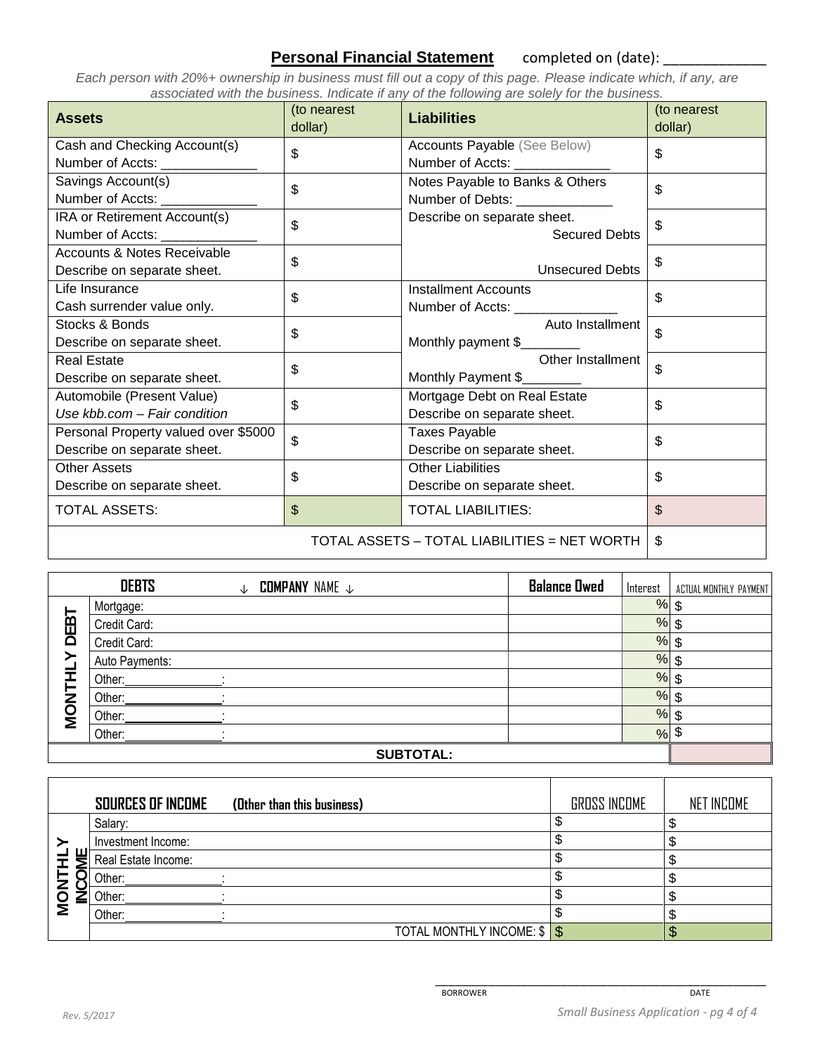**Personal Financial Statement** completed on (date): _____________

*Each person with 20%+ ownership in business must fill out a copy of this page. Please indicate which, if any, are associated with the business. Indicate if any of the following are solely for the business.*

| **Assets** | (to nearest dollar) | **Liabilities** | (to nearest dollar) |
|---|---|---|---|
| Cash and Checking Account(s)<br>Number of Accts: _____________ | $ | Accounts Payable (See Below)<br>Number of Accts: _____________ | $ |
| Savings Account(s)<br>Number of Accts: _____________ | $ | Notes Payable to Banks & Others<br>Number of Debts: _____________ | $ |
| IRA or Retirement Account(s)<br>Number of Accts: _____________ | $ | Describe on separate sheet.<br>Secured Debts | $ |
| Accounts & Notes Receivable<br>Describe on separate sheet. | $ | Unsecured Debts | $ |
| Life Insurance<br>Cash surrender value only. | $ | Installment Accounts<br>Number of Accts: ______________ | $ |
| Stocks & Bonds<br>Describe on separate sheet. | $ | Auto Installment<br>Monthly payment $________ | $ |
| Real Estate<br>Describe on separate sheet. | $ | Other Installment<br>Monthly Payment $________ | $ |
| Automobile (Present Value)<br>*Use kbb.com – Fair condition* | $ | Mortgage Debt on Real Estate<br>Describe on separate sheet. | $ |
| Personal Property valued over $5000<br>Describe on separate sheet. | $ | Taxes Payable<br>Describe on separate sheet. | $ |
| Other Assets<br>Describe on separate sheet. | $ | Other Liabilities<br>Describe on separate sheet. | $ |
| TOTAL ASSETS: | $ | TOTAL LIABILITIES: | $ |
| | | TOTAL ASSETS – TOTAL LIABILITIES = NET WORTH | $ |

| DEBTS | ↓ COMPANY NAME ↓ | Balance Owed | Interest | ACTUAL MONTHLY PAYMENT |
|---|---|---|---|---|
| MONTHLY DEBT | Mortgage: | | % | $ |
| | Credit Card: | | % | $ |
| | Credit Card: | | % | $ |
| | Auto Payments: | | % | $ |
| | Other:_______________: | | % | $ |
| | Other:_______________: | | % | $ |
| | Other:_______________: | | % | $ |
| | Other:_______________: | | % | $ |
| | **SUBTOTAL:** | | | |

| | SOURCES OF INCOME (Other than this business) | GROSS INCOME | NET INCOME |
|---|---|---|---|
| MONTHLY INCOME | Salary: | $ | $ |
| | Investment Income: | $ | $ |
| | Real Estate Income: | $ | $ |
| | Other:_______________: | $ | $ |
| | Other:_______________: | $ | $ |
| | Other:_______________: | $ | $ |
| | TOTAL MONTHLY INCOME: $ | $ | $ |

_______________________________________________
BORROWER DATE

*Rev. 5/2017*